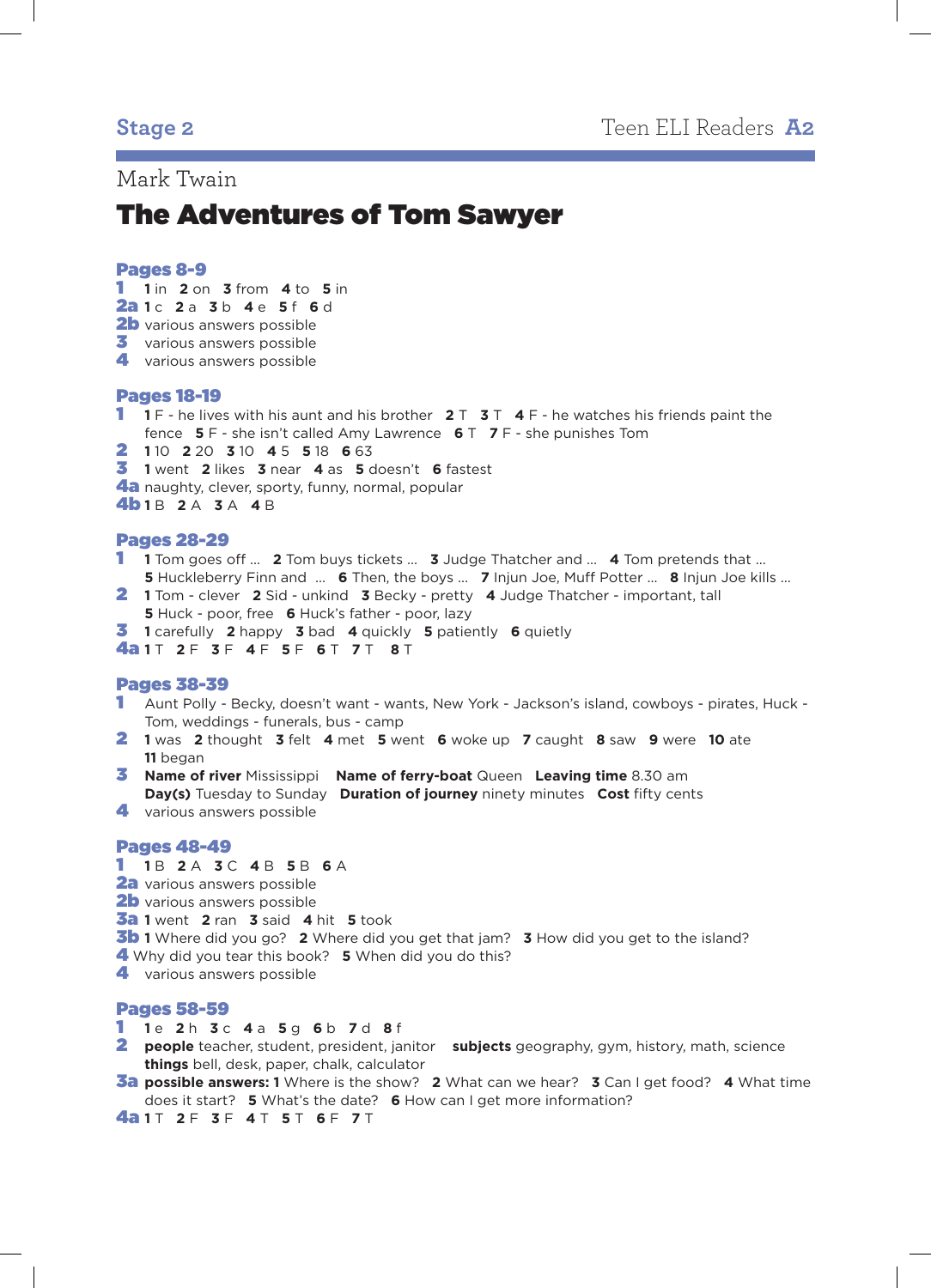Stage 2 | Teen ELI Readers A2

Mark Twain

# The Adventures of Tom Sawyer

## Pages 8-9

**1** **1** in **2** on **3** from **4** to **5** in
**2a** **1** c **2** a **3** b **4** e **5** f **6** d
**2b** various answers possible
**3** various answers possible
**4** various answers possible

## Pages 18-19

**1** **1** F - he lives with his aunt and his brother **2** T **3** T **4** F - he watches his friends paint the fence **5** F - she isn't called Amy Lawrence **6** T **7** F - she punishes Tom
**2** **1** 10 **2** 20 **3** 10 **4** 5 **5** 18 **6** 63
**3** **1** went **2** likes **3** near **4** as **5** doesn't **6** fastest
**4a** naughty, clever, sporty, funny, normal, popular
**4b** **1** B **2** A **3** A **4** B

## Pages 28-29

**1** **1** Tom goes off ... **2** Tom buys tickets ... **3** Judge Thatcher and ... **4** Tom pretends that ... **5** Huckleberry Finn and ... **6** Then, the boys ... **7** Injun Joe, Muff Potter ... **8** Injun Joe kills ...
**2** **1** Tom - clever **2** Sid - unkind **3** Becky - pretty **4** Judge Thatcher - important, tall **5** Huck - poor, free **6** Huck's father - poor, lazy
**3** **1** carefully **2** happy **3** bad **4** quickly **5** patiently **6** quietly
**4a** **1** T **2** F **3** F **4** F **5** F **6** T **7** T **8** T

## Pages 38-39

**1** Aunt Polly - Becky, doesn't want - wants, New York - Jackson's island, cowboys - pirates, Huck - Tom, weddings - funerals, bus - camp
**2** **1** was **2** thought **3** felt **4** met **5** went **6** woke up **7** caught **8** saw **9** were **10** ate **11** began
**3** **Name of river** Mississippi **Name of ferry-boat** Queen **Leaving time** 8.30 am **Day(s)** Tuesday to Sunday **Duration of journey** ninety minutes **Cost** fifty cents
**4** various answers possible

## Pages 48-49

**1** **1** B **2** A **3** C **4** B **5** B **6** A
**2a** various answers possible
**2b** various answers possible
**3a** **1** went **2** ran **3** said **4** hit **5** took
**3b** **1** Where did you go? **2** Where did you get that jam? **3** How did you get to the island? **4** Why did you tear this book? **5** When did you do this?
**4** various answers possible

## Pages 58-59

**1** **1** e **2** h **3** c **4** a **5** g **6** b **7** d **8** f
**2** **people** teacher, student, president, janitor **subjects** geography, gym, history, math, science **things** bell, desk, paper, chalk, calculator
**3a** **possible answers: 1** Where is the show? **2** What can we hear? **3** Can I get food? **4** What time does it start? **5** What's the date? **6** How can I get more information?
**4a** **1** T **2** F **3** F **4** T **5** T **6** F **7** T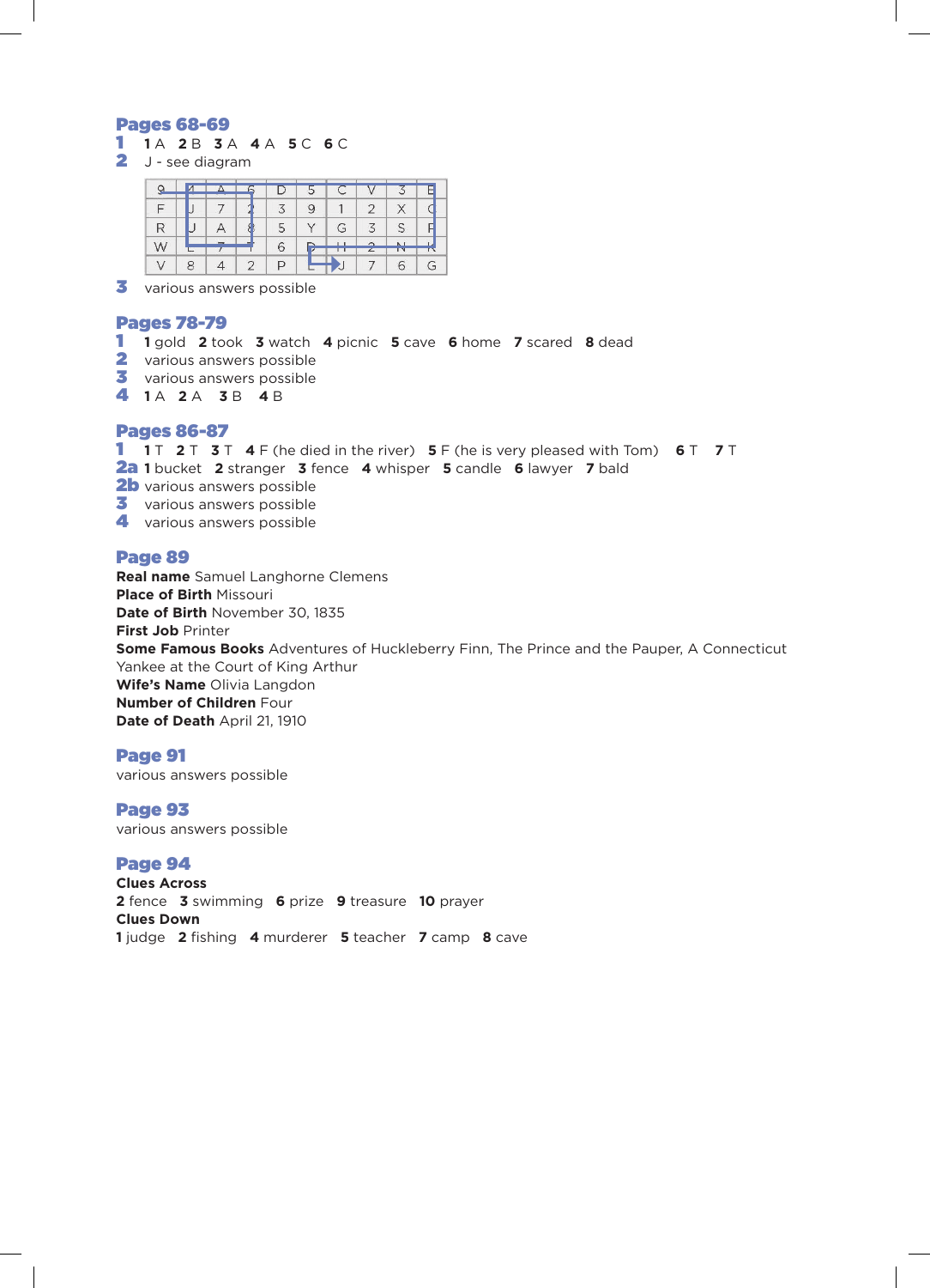## Pages 68-69

**1** **1** A **2** B **3** A **4** A **5** C **6** C

**2** J - see diagram

| | | | | | | | | | |
|---|---|---|---|---|---|---|---|---|---|
| 9 | 4 | A | 6 | D | 5 | C | V | 3 | E |
| F | J | 7 | 2 | 3 | 9 | 1 | 2 | X | Q |
| R | J | A | 8 | 5 | Y | G | 3 | S | F |
| W | L | 7 | T | 6 | D | H | 2 | N | K |
| V | 8 | 4 | 2 | P | L | J | 7 | 6 | G |

**3** various answers possible

## Pages 78-79

**1** **1** gold **2** took **3** watch **4** picnic **5** cave **6** home **7** scared **8** dead

**2** various answers possible

**3** various answers possible

**4** **1** A **2** A **3** B **4** B

## Pages 86-87

**1** **1** T **2** T **3** T **4** F (he died in the river) **5** F (he is very pleased with Tom) **6** T **7** T

**2a** **1** bucket **2** stranger **3** fence **4** whisper **5** candle **6** lawyer **7** bald

**2b** various answers possible

**3** various answers possible

**4** various answers possible

## Page 89

**Real name** Samuel Langhorne Clemens
**Place of Birth** Missouri
**Date of Birth** November 30, 1835
**First Job** Printer
**Some Famous Books** Adventures of Huckleberry Finn, The Prince and the Pauper, A Connecticut Yankee at the Court of King Arthur
**Wife's Name** Olivia Langdon
**Number of Children** Four
**Date of Death** April 21, 1910

## Page 91

various answers possible

## Page 93

various answers possible

## Page 94

**Clues Across**
**2** fence **3** swimming **6** prize **9** treasure **10** prayer

**Clues Down**
**1** judge **2** fishing **4** murderer **5** teacher **7** camp **8** cave